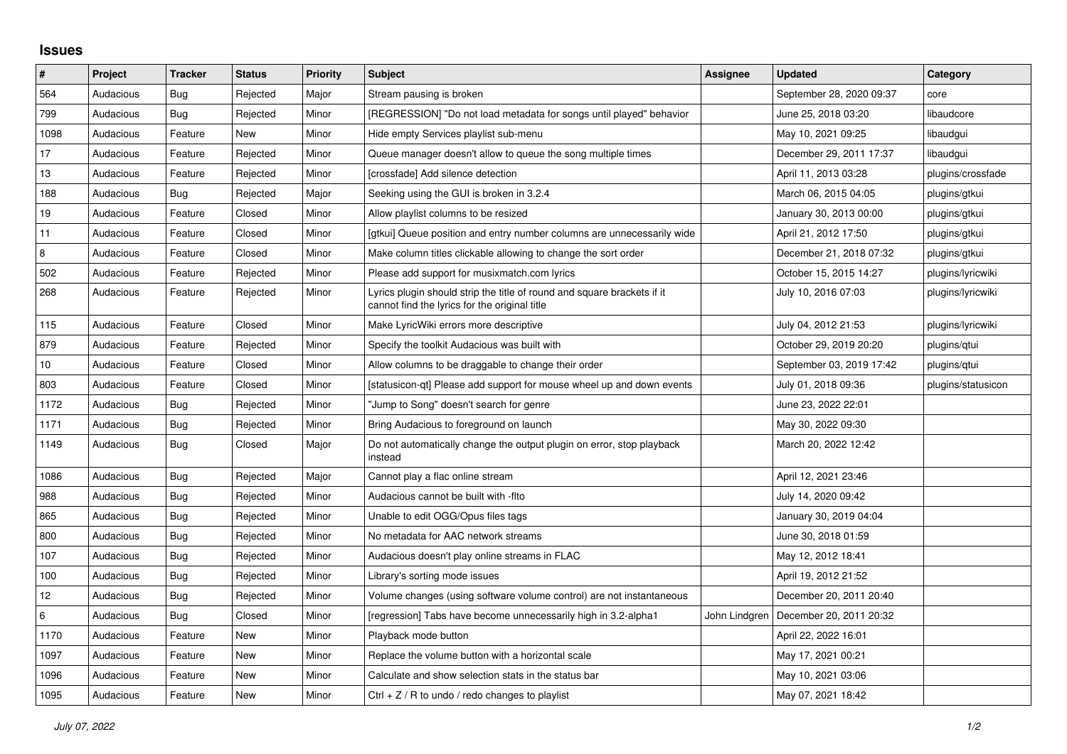# Issues

| # | Project | Tracker | Status | Priority | Subject | Assignee | Updated | Category |
|---|---|---|---|---|---|---|---|---|
| 564 | Audacious | Bug | Rejected | Major | Stream pausing is broken | | September 28, 2020 09:37 | core |
| 799 | Audacious | Bug | Rejected | Minor | [REGRESSION] "Do not load metadata for songs until played" behavior | | June 25, 2018 03:20 | libaudcore |
| 1098 | Audacious | Feature | New | Minor | Hide empty Services playlist sub-menu | | May 10, 2021 09:25 | libaudgui |
| 17 | Audacious | Feature | Rejected | Minor | Queue manager doesn't allow to queue the song multiple times | | December 29, 2011 17:37 | libaudgui |
| 13 | Audacious | Feature | Rejected | Minor | [crossfade] Add silence detection | | April 11, 2013 03:28 | plugins/crossfade |
| 188 | Audacious | Bug | Rejected | Major | Seeking using the GUI is broken in 3.2.4 | | March 06, 2015 04:05 | plugins/gtkui |
| 19 | Audacious | Feature | Closed | Minor | Allow playlist columns to be resized | | January 30, 2013 00:00 | plugins/gtkui |
| 11 | Audacious | Feature | Closed | Minor | [gtkui] Queue position and entry number columns are unnecessarily wide | | April 21, 2012 17:50 | plugins/gtkui |
| 8 | Audacious | Feature | Closed | Minor | Make column titles clickable allowing to change the sort order | | December 21, 2018 07:32 | plugins/gtkui |
| 502 | Audacious | Feature | Rejected | Minor | Please add support for musixmatch.com lyrics | | October 15, 2015 14:27 | plugins/lyricwiki |
| 268 | Audacious | Feature | Rejected | Minor | Lyrics plugin should strip the title of round and square brackets if it cannot find the lyrics for the original title | | July 10, 2016 07:03 | plugins/lyricwiki |
| 115 | Audacious | Feature | Closed | Minor | Make LyricWiki errors more descriptive | | July 04, 2012 21:53 | plugins/lyricwiki |
| 879 | Audacious | Feature | Rejected | Minor | Specify the toolkit Audacious was built with | | October 29, 2019 20:20 | plugins/qtui |
| 10 | Audacious | Feature | Closed | Minor | Allow columns to be draggable to change their order | | September 03, 2019 17:42 | plugins/qtui |
| 803 | Audacious | Feature | Closed | Minor | [statusicon-qt] Please add support for mouse wheel up and down events | | July 01, 2018 09:36 | plugins/statusicon |
| 1172 | Audacious | Bug | Rejected | Minor | "Jump to Song" doesn't search for genre | | June 23, 2022 22:01 | |
| 1171 | Audacious | Bug | Rejected | Minor | Bring Audacious to foreground on launch | | May 30, 2022 09:30 | |
| 1149 | Audacious | Bug | Closed | Major | Do not automatically change the output plugin on error, stop playback instead | | March 20, 2022 12:42 | |
| 1086 | Audacious | Bug | Rejected | Major | Cannot play a flac online stream | | April 12, 2021 23:46 | |
| 988 | Audacious | Bug | Rejected | Minor | Audacious cannot be built with -flto | | July 14, 2020 09:42 | |
| 865 | Audacious | Bug | Rejected | Minor | Unable to edit OGG/Opus files tags | | January 30, 2019 04:04 | |
| 800 | Audacious | Bug | Rejected | Minor | No metadata for AAC network streams | | June 30, 2018 01:59 | |
| 107 | Audacious | Bug | Rejected | Minor | Audacious doesn't play online streams in FLAC | | May 12, 2012 18:41 | |
| 100 | Audacious | Bug | Rejected | Minor | Library's sorting mode issues | | April 19, 2012 21:52 | |
| 12 | Audacious | Bug | Rejected | Minor | Volume changes (using software volume control) are not instantaneous | | December 20, 2011 20:40 | |
| 6 | Audacious | Bug | Closed | Minor | [regression] Tabs have become unnecessarily high in 3.2-alpha1 | John Lindgren | December 20, 2011 20:32 | |
| 1170 | Audacious | Feature | New | Minor | Playback mode button | | April 22, 2022 16:01 | |
| 1097 | Audacious | Feature | New | Minor | Replace the volume button with a horizontal scale | | May 17, 2021 00:21 | |
| 1096 | Audacious | Feature | New | Minor | Calculate and show selection stats in the status bar | | May 10, 2021 03:06 | |
| 1095 | Audacious | Feature | New | Minor | Ctrl + Z / R to undo / redo changes to playlist | | May 07, 2021 18:42 | |

*July 07, 2022*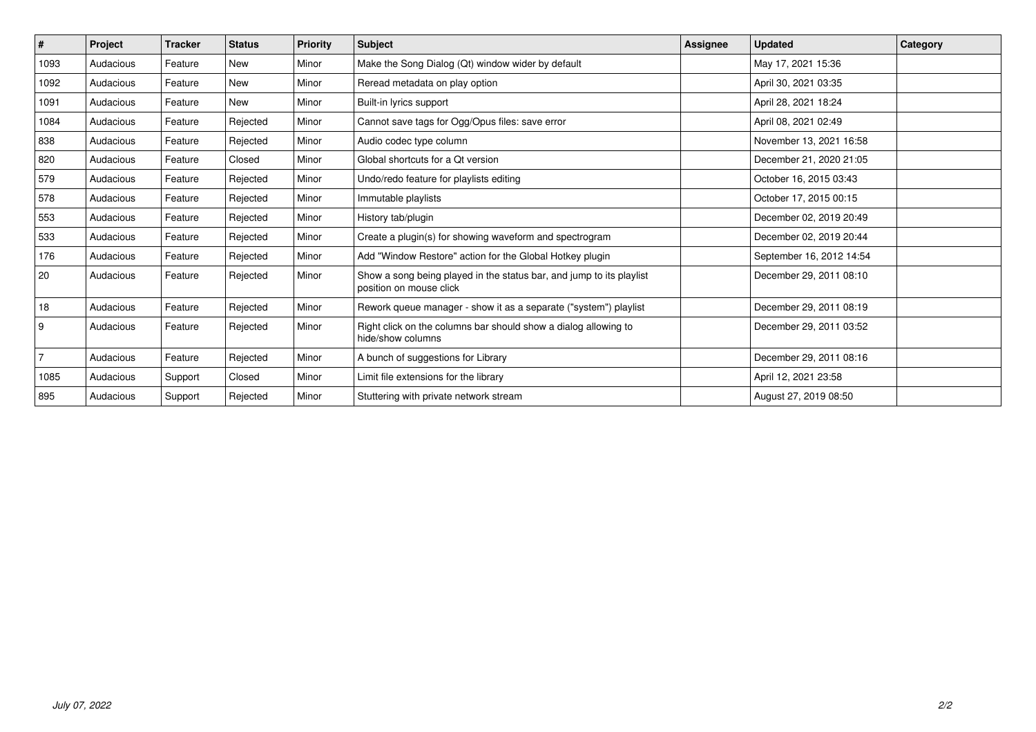| # | Project | Tracker | Status | Priority | Subject | Assignee | Updated | Category |
|---|---|---|---|---|---|---|---|---|
| 1093 | Audacious | Feature | New | Minor | Make the Song Dialog (Qt) window wider by default | | May 17, 2021 15:36 | |
| 1092 | Audacious | Feature | New | Minor | Reread metadata on play option | | April 30, 2021 03:35 | |
| 1091 | Audacious | Feature | New | Minor | Built-in lyrics support | | April 28, 2021 18:24 | |
| 1084 | Audacious | Feature | Rejected | Minor | Cannot save tags for Ogg/Opus files: save error | | April 08, 2021 02:49 | |
| 838 | Audacious | Feature | Rejected | Minor | Audio codec type column | | November 13, 2021 16:58 | |
| 820 | Audacious | Feature | Closed | Minor | Global shortcuts for a Qt version | | December 21, 2020 21:05 | |
| 579 | Audacious | Feature | Rejected | Minor | Undo/redo feature for playlists editing | | October 16, 2015 03:43 | |
| 578 | Audacious | Feature | Rejected | Minor | Immutable playlists | | October 17, 2015 00:15 | |
| 553 | Audacious | Feature | Rejected | Minor | History tab/plugin | | December 02, 2019 20:49 | |
| 533 | Audacious | Feature | Rejected | Minor | Create a plugin(s) for showing waveform and spectrogram | | December 02, 2019 20:44 | |
| 176 | Audacious | Feature | Rejected | Minor | Add "Window Restore" action for the Global Hotkey plugin | | September 16, 2012 14:54 | |
| 20 | Audacious | Feature | Rejected | Minor | Show a song being played in the status bar, and jump to its playlist position on mouse click | | December 29, 2011 08:10 | |
| 18 | Audacious | Feature | Rejected | Minor | Rework queue manager - show it as a separate ("system") playlist | | December 29, 2011 08:19 | |
| 9 | Audacious | Feature | Rejected | Minor | Right click on the columns bar should show a dialog allowing to hide/show columns | | December 29, 2011 03:52 | |
| 7 | Audacious | Feature | Rejected | Minor | A bunch of suggestions for Library | | December 29, 2011 08:16 | |
| 1085 | Audacious | Support | Closed | Minor | Limit file extensions for the library | | April 12, 2021 23:58 | |
| 895 | Audacious | Support | Rejected | Minor | Stuttering with private network stream | | August 27, 2019 08:50 | |

*July 07, 2022*